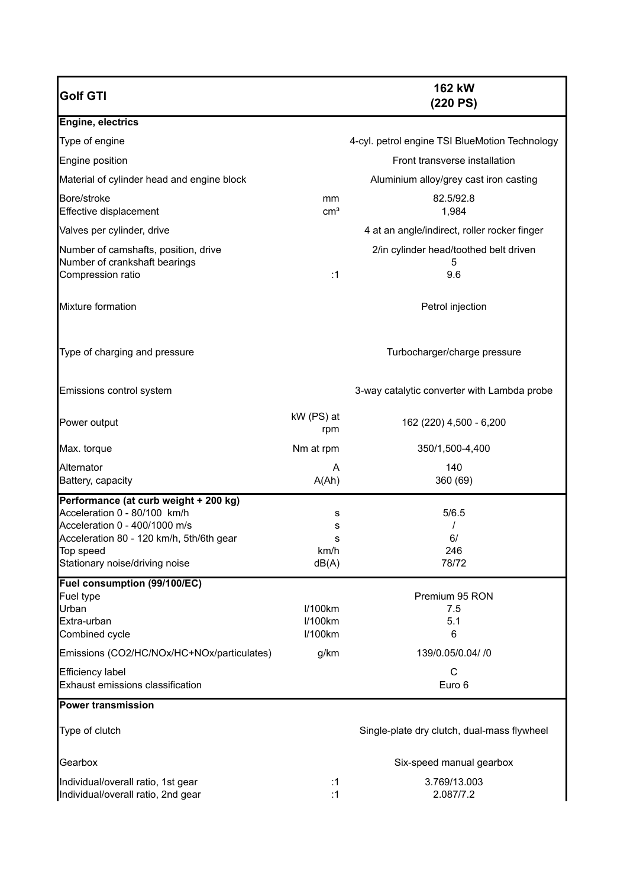| Golf GTI | | 162 kW (220 PS) |
|---|---|---|
| **Engine, electrics** | | |
| Type of engine | | 4-cyl. petrol engine TSI BlueMotion Technology |
| Engine position | | Front transverse installation |
| Material of cylinder head and engine block | | Aluminium alloy/grey cast iron casting |
| Bore/stroke | mm | 82.5/92.8 |
| Effective displacement | cm³ | 1,984 |
| Valves per cylinder, drive | | 4 at an angle/indirect, roller rocker finger |
| Number of camshafts, position, drive | | 2/in cylinder head/toothed belt driven |
| Number of crankshaft bearings | | 5 |
| Compression ratio | :1 | 9.6 |
| Mixture formation | | Petrol injection |
| Type of charging and pressure | | Turbocharger/charge pressure |
| Emissions control system | | 3-way catalytic converter with Lambda probe |
| Power output | kW (PS) at rpm | 162 (220) 4,500 - 6,200 |
| Max. torque | Nm at rpm | 350/1,500-4,400 |
| Alternator | A | 140 |
| Battery, capacity | A(Ah) | 360 (69) |
| **Performance (at curb weight + 200 kg)** | | |
| Acceleration 0 - 80/100 km/h | s | 5/6.5 |
| Acceleration 0 - 400/1000 m/s | s | / |
| Acceleration 80 - 120 km/h, 5th/6th gear | s | 6/ |
| Top speed | km/h | 246 |
| Stationary noise/driving noise | dB(A) | 78/72 |
| **Fuel consumption (99/100/EC)** | | |
| Fuel type | | Premium 95 RON |
| Urban | l/100km | 7.5 |
| Extra-urban | l/100km | 5.1 |
| Combined cycle | l/100km | 6 |
| Emissions (CO2/HC/NOx/HC+NOx/particulates) | g/km | 139/0.05/0.04/ /0 |
| Efficiency label | | C |
| Exhaust emissions classification | | Euro 6 |
| **Power transmission** | | |
| Type of clutch | | Single-plate dry clutch, dual-mass flywheel |
| Gearbox | | Six-speed manual gearbox |
| Individual/overall ratio, 1st gear | :1 | 3.769/13.003 |
| Individual/overall ratio, 2nd gear | :1 | 2.087/7.2 |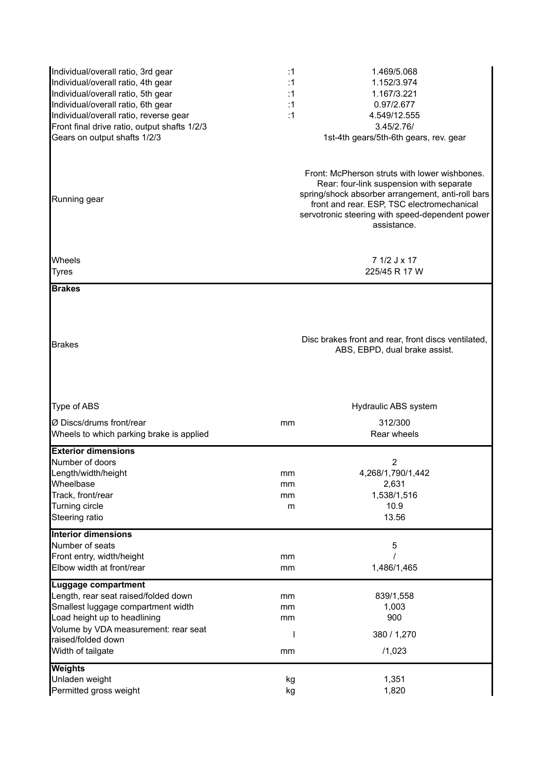| | | |
|---|---|---|
| Individual/overall ratio, 3rd gear | :1 | 1.469/5.068 |
| Individual/overall ratio, 4th gear | :1 | 1.152/3.974 |
| Individual/overall ratio, 5th gear | :1 | 1.167/3.221 |
| Individual/overall ratio, 6th gear | :1 | 0.97/2.677 |
| Individual/overall ratio, reverse gear | :1 | 4.549/12.555 |
| Front final drive ratio, output shafts 1/2/3 | | 3.45/2.76/ |
| Gears on output shafts 1/2/3 | | 1st-4th gears/5th-6th gears, rev. gear |
| Running gear | | Front: McPherson struts with lower wishbones. Rear: four-link suspension with separate spring/shock absorber arrangement, anti-roll bars front and rear. ESP, TSC electromechanical servotronic steering with speed-dependent power assistance. |
| Wheels | | 7 1/2 J x 17 |
| Tyres | | 225/45 R 17 W |
| **Brakes** | | |
| Brakes | | Disc brakes front and rear, front discs ventilated, ABS, EBPD, dual brake assist. |
| Type of ABS | | Hydraulic ABS system |
| Ø Discs/drums front/rear | mm | 312/300 |
| Wheels to which parking brake is applied | | Rear wheels |
| **Exterior dimensions** | | |
| Number of doors | | 2 |
| Length/width/height | mm | 4,268/1,790/1,442 |
| Wheelbase | mm | 2,631 |
| Track, front/rear | mm | 1,538/1,516 |
| Turning circle | m | 10.9 |
| Steering ratio | | 13.56 |
| **Interior dimensions** | | |
| Number of seats | | 5 |
| Front entry, width/height | mm | / |
| Elbow width at front/rear | mm | 1,486/1,465 |
| **Luggage compartment** | | |
| Length, rear seat raised/folded down | mm | 839/1,558 |
| Smallest luggage compartment width | mm | 1,003 |
| Load height up to headlining | mm | 900 |
| Volume by VDA measurement: rear seat raised/folded down | l | 380 / 1,270 |
| Width of tailgate | mm | /1,023 |
| **Weights** | | |
| Unladen weight | kg | 1,351 |
| Permitted gross weight | kg | 1,820 |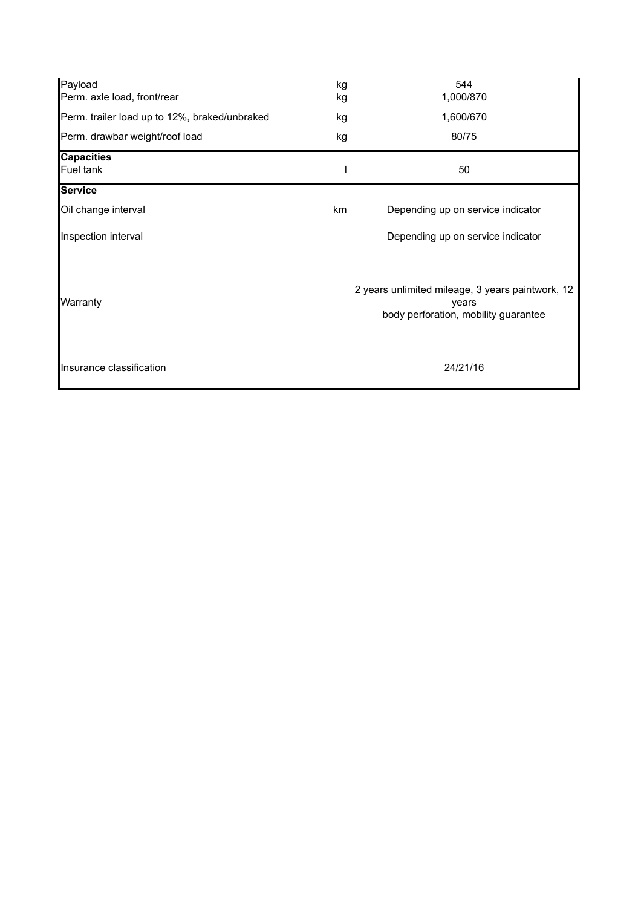| | | |
|---|---|---|
| Payload | kg | 544 |
| Perm. axle load, front/rear | kg | 1,000/870 |
| Perm. trailer load up to 12%, braked/unbraked | kg | 1,600/670 |
| Perm. drawbar weight/roof load | kg | 80/75 |
| **Capacities** | | |
| Fuel tank | l | 50 |
| **Service** | | |
| Oil change interval | km | Depending up on service indicator |
| Inspection interval | | Depending up on service indicator |
| Warranty | | 2 years unlimited mileage, 3 years paintwork, 12 years body perforation, mobility guarantee |
| Insurance classification | | 24/21/16 |